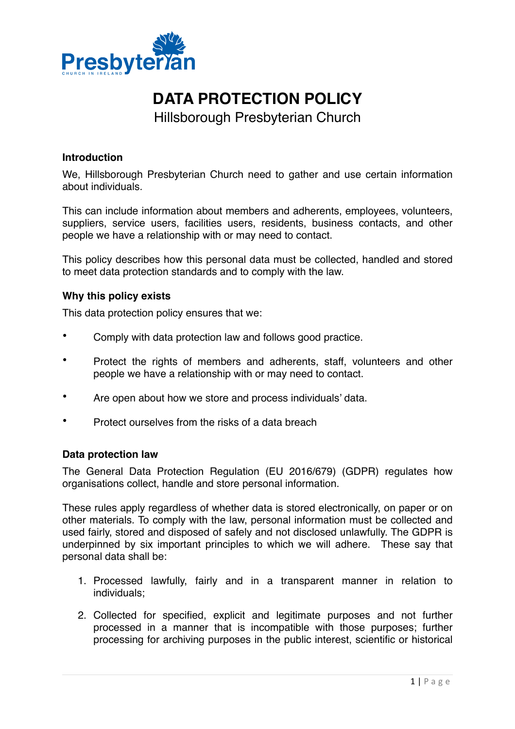# DATA PROTECTION POLICY

Hillsborough Presbyterian Church

### Introduction

We, Hillsborough Presbyterian Church need to gather and use certain information about individuals.

This can include information about members and adherents, employees, volunteers, suppliers, service users, facilities users, residents, business contacts, and other people we have a relationship with or may need to contact.

This policy describes how this personal data must be collected, handled and stored to meet data protection standards and to comply with the law.

### Why this policy exists

This data protection policy ensures that we:

- Comply with data protection law and follows good practice.
- Protect the rights of members and adherents, staff, volunteers and other people we have a relationship with or may need to contact.
- Are open about how we store and process individuals' data.
- Protect ourselves from the risks of a data breach

### Data protection law

The General Data Protection Regulation (EU 2016/679) (GDPR) regulates how organisations collect, handle and store personal information.

These rules apply regardless of whether data is stored electronically, on paper or on other materials. To comply with the law, personal information must be collected and used fairly, stored and disposed of safely and not disclosed unlawfully. The GDPR is underpinned by six important principles to which we will adhere. These say that personal data shall be:

1. Processed lawfully, fairly and in a transparent manner in relation to individuals;
2. Collected for specified, explicit and legitimate purposes and not further processed in a manner that is incompatible with those purposes; further processing for archiving purposes in the public interest, scientific or historical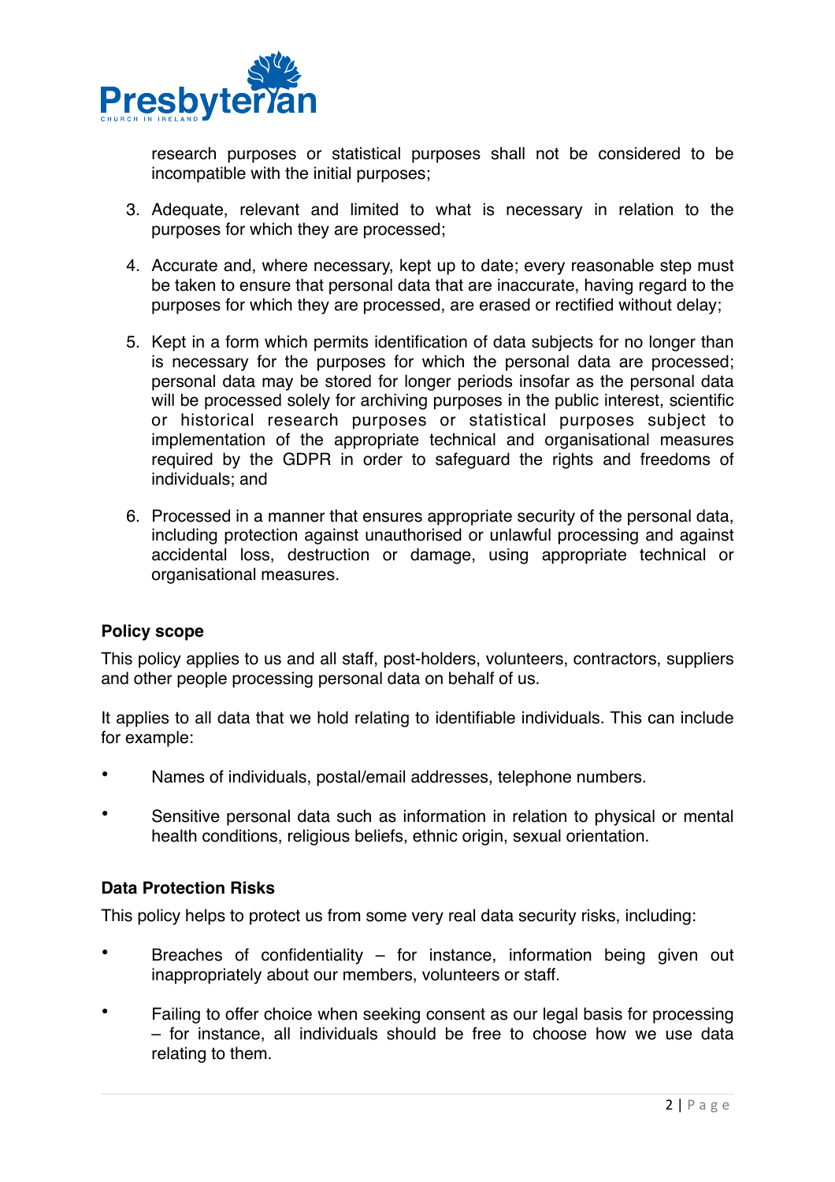research purposes or statistical purposes shall not be considered to be incompatible with the initial purposes;

3. Adequate, relevant and limited to what is necessary in relation to the purposes for which they are processed;

4. Accurate and, where necessary, kept up to date; every reasonable step must be taken to ensure that personal data that are inaccurate, having regard to the purposes for which they are processed, are erased or rectified without delay;

5. Kept in a form which permits identification of data subjects for no longer than is necessary for the purposes for which the personal data are processed; personal data may be stored for longer periods insofar as the personal data will be processed solely for archiving purposes in the public interest, scientific or historical research purposes or statistical purposes subject to implementation of the appropriate technical and organisational measures required by the GDPR in order to safeguard the rights and freedoms of individuals; and

6. Processed in a manner that ensures appropriate security of the personal data, including protection against unauthorised or unlawful processing and against accidental loss, destruction or damage, using appropriate technical or organisational measures.

**Policy scope**

This policy applies to us and all staff, post-holders, volunteers, contractors, suppliers and other people processing personal data on behalf of us.

It applies to all data that we hold relating to identifiable individuals. This can include for example:

- Names of individuals, postal/email addresses, telephone numbers.
- Sensitive personal data such as information in relation to physical or mental health conditions, religious beliefs, ethnic origin, sexual orientation.

**Data Protection Risks**

This policy helps to protect us from some very real data security risks, including:

- Breaches of confidentiality – for instance, information being given out inappropriately about our members, volunteers or staff.
- Failing to offer choice when seeking consent as our legal basis for processing – for instance, all individuals should be free to choose how we use data relating to them.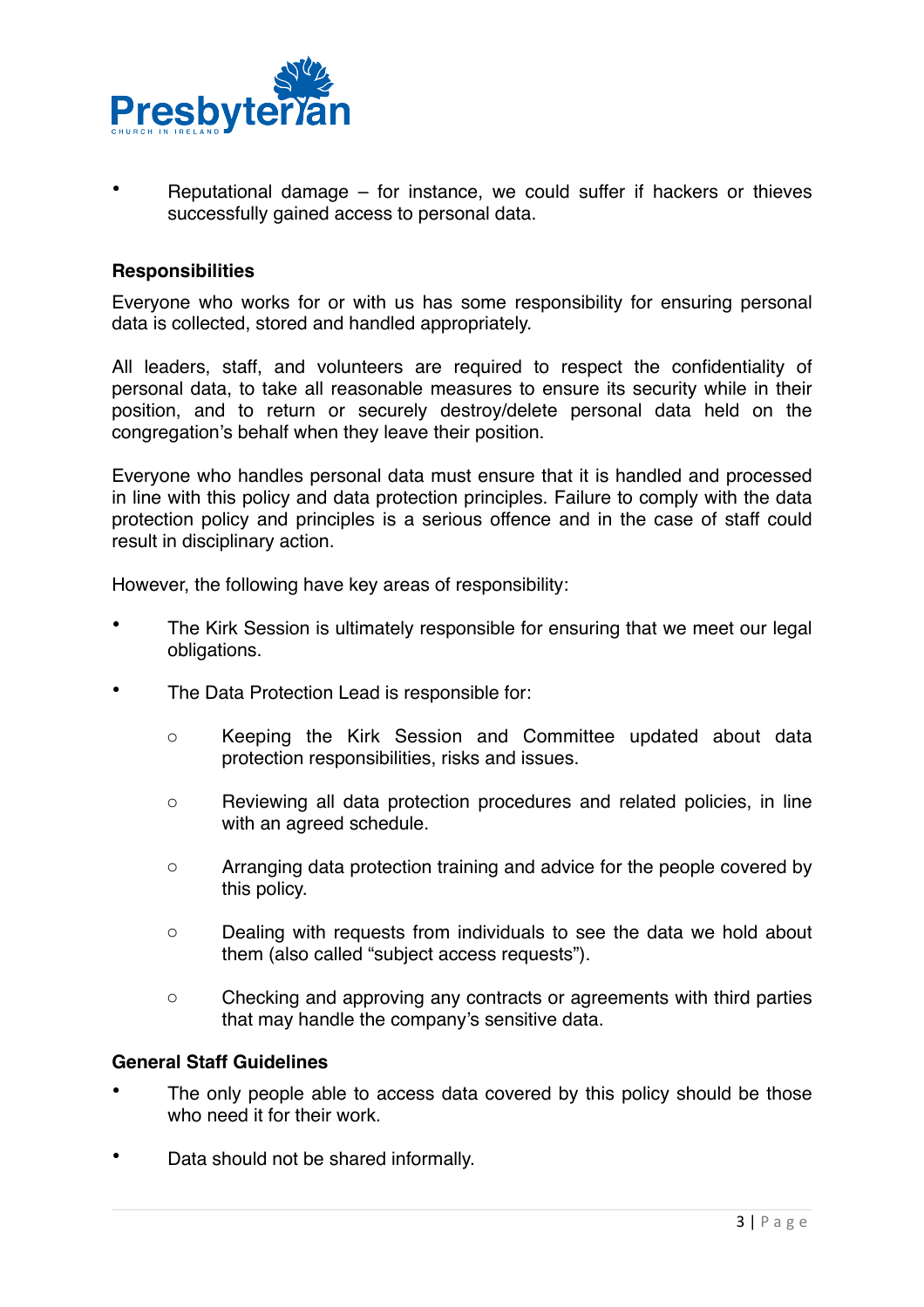- Reputational damage – for instance, we could suffer if hackers or thieves successfully gained access to personal data.

**Responsibilities**

Everyone who works for or with us has some responsibility for ensuring personal data is collected, stored and handled appropriately.

All leaders, staff, and volunteers are required to respect the confidentiality of personal data, to take all reasonable measures to ensure its security while in their position, and to return or securely destroy/delete personal data held on the congregation's behalf when they leave their position.

Everyone who handles personal data must ensure that it is handled and processed in line with this policy and data protection principles. Failure to comply with the data protection policy and principles is a serious offence and in the case of staff could result in disciplinary action.

However, the following have key areas of responsibility:

- The Kirk Session is ultimately responsible for ensuring that we meet our legal obligations.
- The Data Protection Lead is responsible for:
  - Keeping the Kirk Session and Committee updated about data protection responsibilities, risks and issues.
  - Reviewing all data protection procedures and related policies, in line with an agreed schedule.
  - Arranging data protection training and advice for the people covered by this policy.
  - Dealing with requests from individuals to see the data we hold about them (also called "subject access requests").
  - Checking and approving any contracts or agreements with third parties that may handle the company's sensitive data.

**General Staff Guidelines**

- The only people able to access data covered by this policy should be those who need it for their work.
- Data should not be shared informally.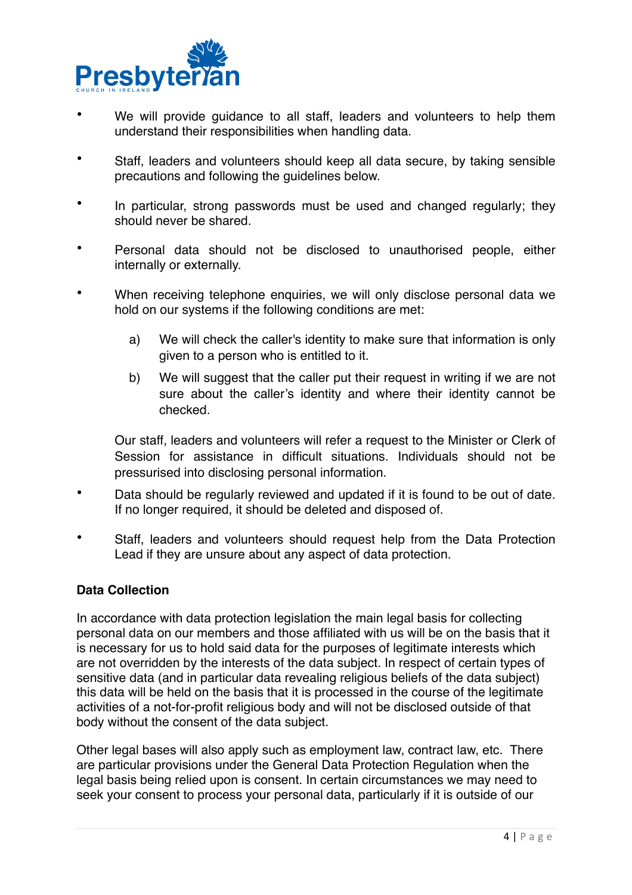- We will provide guidance to all staff, leaders and volunteers to help them understand their responsibilities when handling data.

- Staff, leaders and volunteers should keep all data secure, by taking sensible precautions and following the guidelines below.

- In particular, strong passwords must be used and changed regularly; they should never be shared.

- Personal data should not be disclosed to unauthorised people, either internally or externally.

- When receiving telephone enquiries, we will only disclose personal data we hold on our systems if the following conditions are met:

  a) We will check the caller's identity to make sure that information is only given to a person who is entitled to it.

  b) We will suggest that the caller put their request in writing if we are not sure about the caller's identity and where their identity cannot be checked.

  Our staff, leaders and volunteers will refer a request to the Minister or Clerk of Session for assistance in difficult situations. Individuals should not be pressurised into disclosing personal information.

- Data should be regularly reviewed and updated if it is found to be out of date. If no longer required, it should be deleted and disposed of.

- Staff, leaders and volunteers should request help from the Data Protection Lead if they are unsure about any aspect of data protection.

**Data Collection**

In accordance with data protection legislation the main legal basis for collecting personal data on our members and those affiliated with us will be on the basis that it is necessary for us to hold said data for the purposes of legitimate interests which are not overridden by the interests of the data subject. In respect of certain types of sensitive data (and in particular data revealing religious beliefs of the data subject) this data will be held on the basis that it is processed in the course of the legitimate activities of a not-for-profit religious body and will not be disclosed outside of that body without the consent of the data subject.

Other legal bases will also apply such as employment law, contract law, etc. There are particular provisions under the General Data Protection Regulation when the legal basis being relied upon is consent. In certain circumstances we may need to seek your consent to process your personal data, particularly if it is outside of our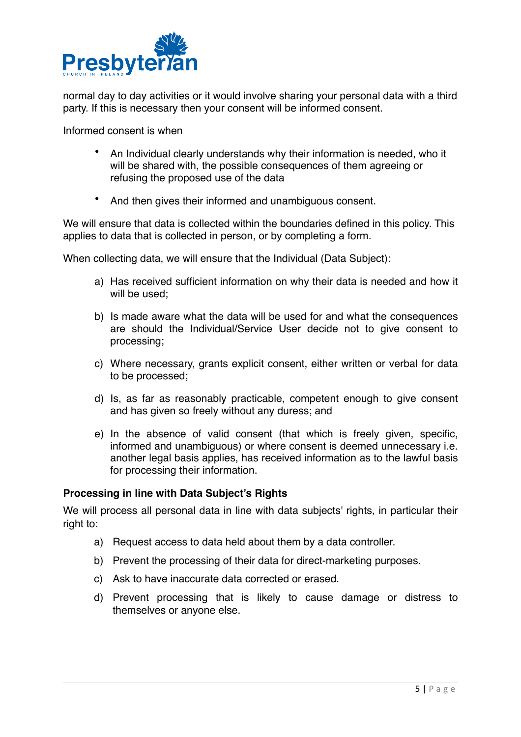normal day to day activities or it would involve sharing your personal data with a third party. If this is necessary then your consent will be informed consent.

Informed consent is when

- An Individual clearly understands why their information is needed, who it will be shared with, the possible consequences of them agreeing or refusing the proposed use of the data
- And then gives their informed and unambiguous consent.

We will ensure that data is collected within the boundaries defined in this policy. This applies to data that is collected in person, or by completing a form.

When collecting data, we will ensure that the Individual (Data Subject):

a) Has received sufficient information on why their data is needed and how it will be used;

b) Is made aware what the data will be used for and what the consequences are should the Individual/Service User decide not to give consent to processing;

c) Where necessary, grants explicit consent, either written or verbal for data to be processed;

d) Is, as far as reasonably practicable, competent enough to give consent and has given so freely without any duress; and

e) In the absence of valid consent (that which is freely given, specific, informed and unambiguous) or where consent is deemed unnecessary i.e. another legal basis applies, has received information as to the lawful basis for processing their information.

**Processing in line with Data Subject's Rights**

We will process all personal data in line with data subjects' rights, in particular their right to:

a) Request access to data held about them by a data controller.

b) Prevent the processing of their data for direct-marketing purposes.

c) Ask to have inaccurate data corrected or erased.

d) Prevent processing that is likely to cause damage or distress to themselves or anyone else.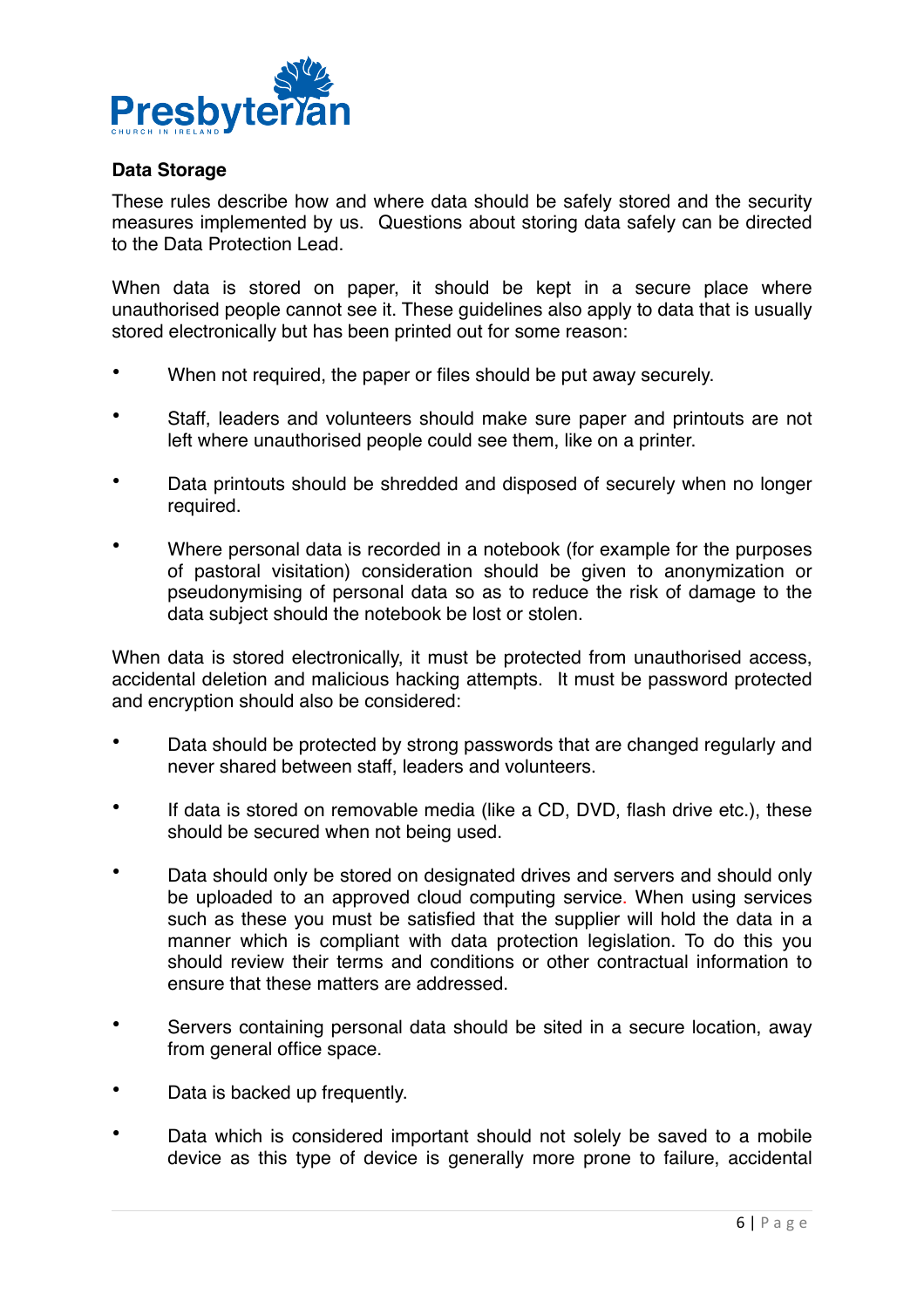**Data Storage**

These rules describe how and where data should be safely stored and the security measures implemented by us. Questions about storing data safely can be directed to the Data Protection Lead.

When data is stored on paper, it should be kept in a secure place where unauthorised people cannot see it. These guidelines also apply to data that is usually stored electronically but has been printed out for some reason:

- When not required, the paper or files should be put away securely.
- Staff, leaders and volunteers should make sure paper and printouts are not left where unauthorised people could see them, like on a printer.
- Data printouts should be shredded and disposed of securely when no longer required.
- Where personal data is recorded in a notebook (for example for the purposes of pastoral visitation) consideration should be given to anonymization or pseudonymising of personal data so as to reduce the risk of damage to the data subject should the notebook be lost or stolen.

When data is stored electronically, it must be protected from unauthorised access, accidental deletion and malicious hacking attempts. It must be password protected and encryption should also be considered:

- Data should be protected by strong passwords that are changed regularly and never shared between staff, leaders and volunteers.
- If data is stored on removable media (like a CD, DVD, flash drive etc.), these should be secured when not being used.
- Data should only be stored on designated drives and servers and should only be uploaded to an approved cloud computing service. When using services such as these you must be satisfied that the supplier will hold the data in a manner which is compliant with data protection legislation. To do this you should review their terms and conditions or other contractual information to ensure that these matters are addressed.
- Servers containing personal data should be sited in a secure location, away from general office space.
- Data is backed up frequently.
- Data which is considered important should not solely be saved to a mobile device as this type of device is generally more prone to failure, accidental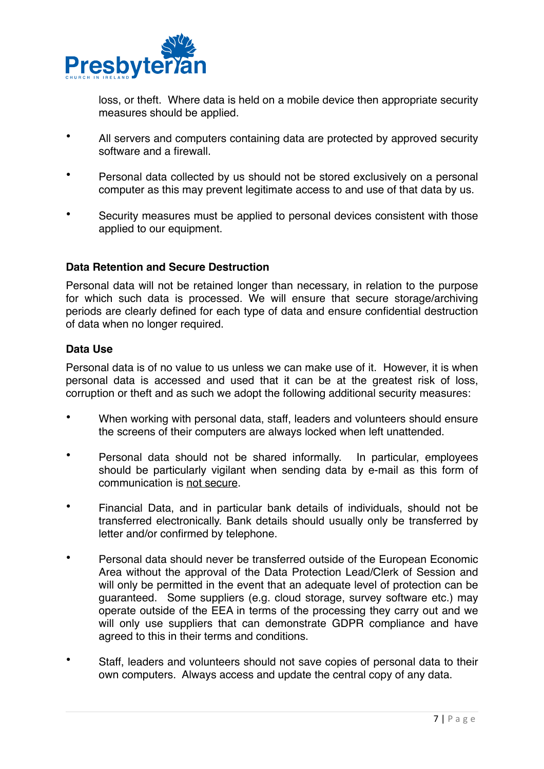loss, or theft. Where data is held on a mobile device then appropriate security measures should be applied.

- All servers and computers containing data are protected by approved security software and a firewall.
- Personal data collected by us should not be stored exclusively on a personal computer as this may prevent legitimate access to and use of that data by us.
- Security measures must be applied to personal devices consistent with those applied to our equipment.

**Data Retention and Secure Destruction**

Personal data will not be retained longer than necessary, in relation to the purpose for which such data is processed. We will ensure that secure storage/archiving periods are clearly defined for each type of data and ensure confidential destruction of data when no longer required.

**Data Use**

Personal data is of no value to us unless we can make use of it. However, it is when personal data is accessed and used that it can be at the greatest risk of loss, corruption or theft and as such we adopt the following additional security measures:

- When working with personal data, staff, leaders and volunteers should ensure the screens of their computers are always locked when left unattended.
- Personal data should not be shared informally. In particular, employees should be particularly vigilant when sending data by e-mail as this form of communication is <u>not secure</u>.
- Financial Data, and in particular bank details of individuals, should not be transferred electronically. Bank details should usually only be transferred by letter and/or confirmed by telephone.
- Personal data should never be transferred outside of the European Economic Area without the approval of the Data Protection Lead/Clerk of Session and will only be permitted in the event that an adequate level of protection can be guaranteed. Some suppliers (e.g. cloud storage, survey software etc.) may operate outside of the EEA in terms of the processing they carry out and we will only use suppliers that can demonstrate GDPR compliance and have agreed to this in their terms and conditions.
- Staff, leaders and volunteers should not save copies of personal data to their own computers. Always access and update the central copy of any data.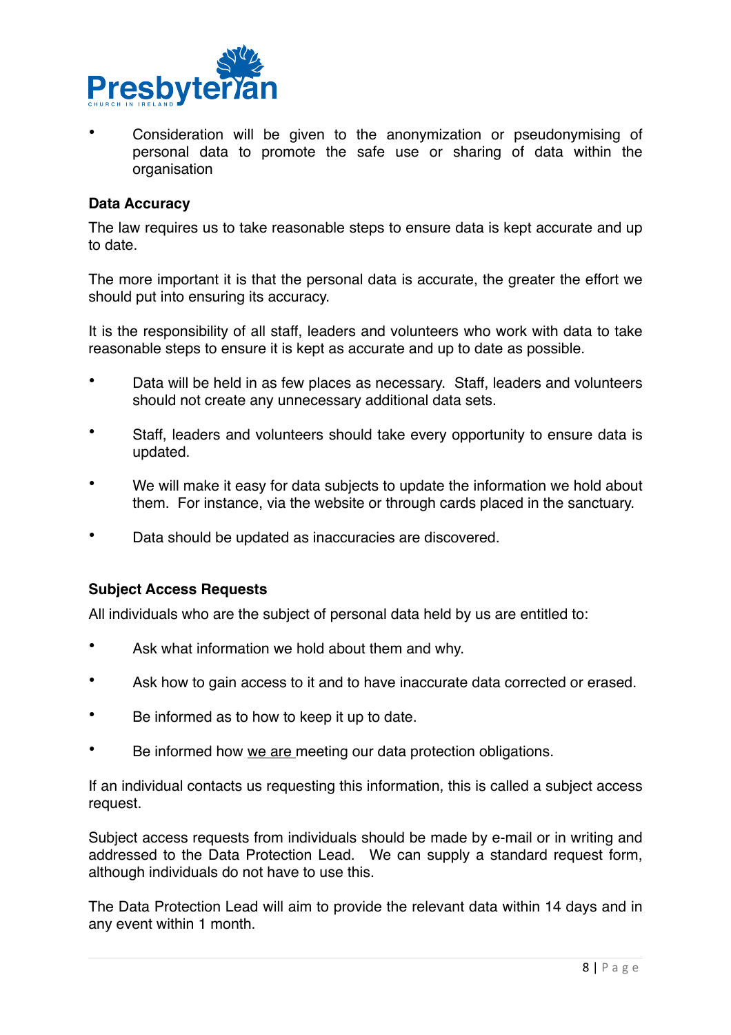- Consideration will be given to the anonymization or pseudonymising of personal data to promote the safe use or sharing of data within the organisation

**Data Accuracy**

The law requires us to take reasonable steps to ensure data is kept accurate and up to date.

The more important it is that the personal data is accurate, the greater the effort we should put into ensuring its accuracy.

It is the responsibility of all staff, leaders and volunteers who work with data to take reasonable steps to ensure it is kept as accurate and up to date as possible.

- Data will be held in as few places as necessary. Staff, leaders and volunteers should not create any unnecessary additional data sets.

- Staff, leaders and volunteers should take every opportunity to ensure data is updated.

- We will make it easy for data subjects to update the information we hold about them. For instance, via the website or through cards placed in the sanctuary.

- Data should be updated as inaccuracies are discovered.

**Subject Access Requests**

All individuals who are the subject of personal data held by us are entitled to:

- Ask what information we hold about them and why.

- Ask how to gain access to it and to have inaccurate data corrected or erased.

- Be informed as to how to keep it up to date.

- Be informed how we are meeting our data protection obligations.

If an individual contacts us requesting this information, this is called a subject access request.

Subject access requests from individuals should be made by e-mail or in writing and addressed to the Data Protection Lead. We can supply a standard request form, although individuals do not have to use this.

The Data Protection Lead will aim to provide the relevant data within 14 days and in any event within 1 month.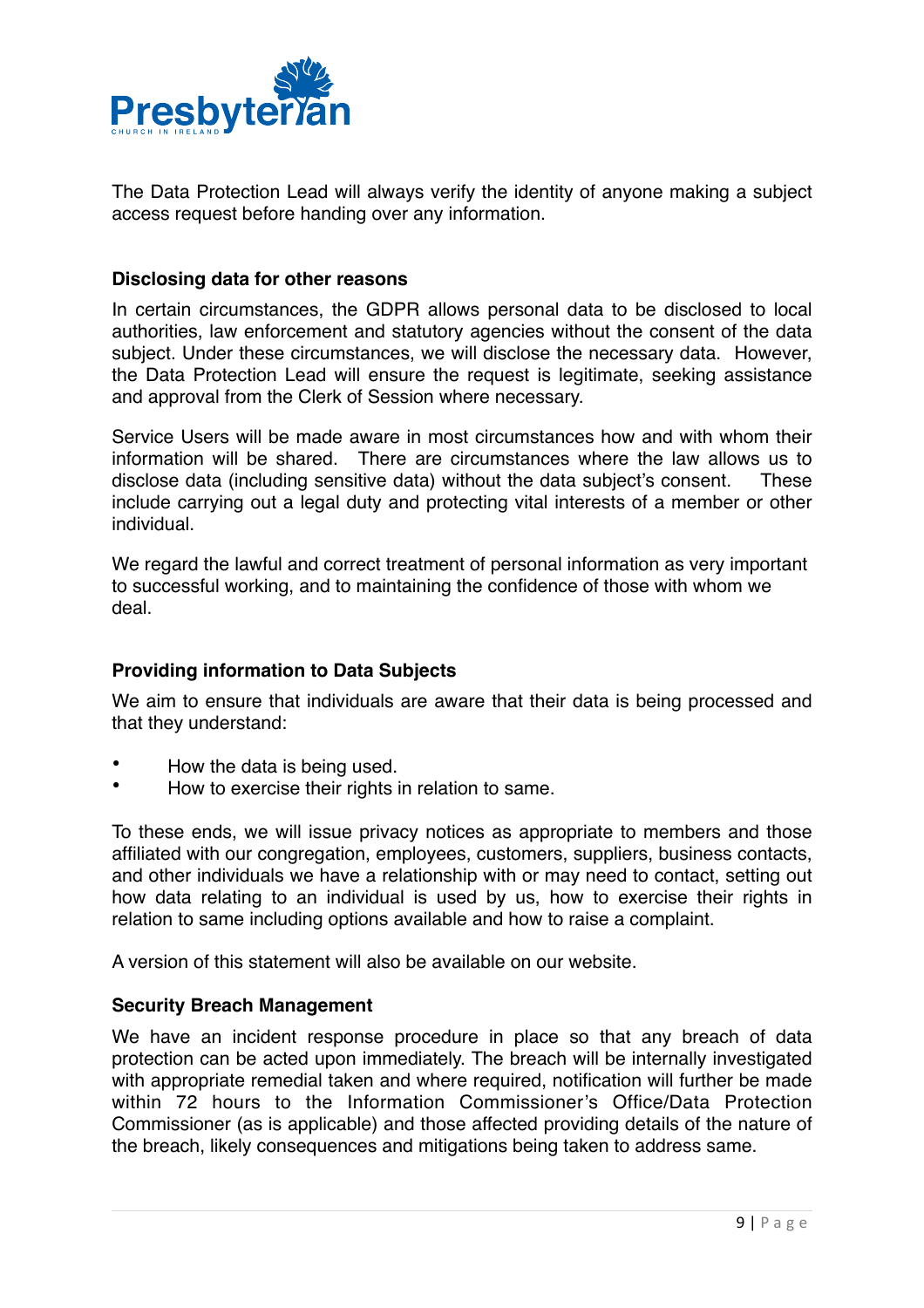The Data Protection Lead will always verify the identity of anyone making a subject access request before handing over any information.

### Disclosing data for other reasons

In certain circumstances, the GDPR allows personal data to be disclosed to local authorities, law enforcement and statutory agencies without the consent of the data subject. Under these circumstances, we will disclose the necessary data. However, the Data Protection Lead will ensure the request is legitimate, seeking assistance and approval from the Clerk of Session where necessary.

Service Users will be made aware in most circumstances how and with whom their information will be shared. There are circumstances where the law allows us to disclose data (including sensitive data) without the data subject's consent. These include carrying out a legal duty and protecting vital interests of a member or other individual.

We regard the lawful and correct treatment of personal information as very important to successful working, and to maintaining the confidence of those with whom we deal.

### Providing information to Data Subjects

We aim to ensure that individuals are aware that their data is being processed and that they understand:

- How the data is being used.
- How to exercise their rights in relation to same.

To these ends, we will issue privacy notices as appropriate to members and those affiliated with our congregation, employees, customers, suppliers, business contacts, and other individuals we have a relationship with or may need to contact, setting out how data relating to an individual is used by us, how to exercise their rights in relation to same including options available and how to raise a complaint.

A version of this statement will also be available on our website.

### Security Breach Management

We have an incident response procedure in place so that any breach of data protection can be acted upon immediately. The breach will be internally investigated with appropriate remedial taken and where required, notification will further be made within 72 hours to the Information Commissioner's Office/Data Protection Commissioner (as is applicable) and those affected providing details of the nature of the breach, likely consequences and mitigations being taken to address same.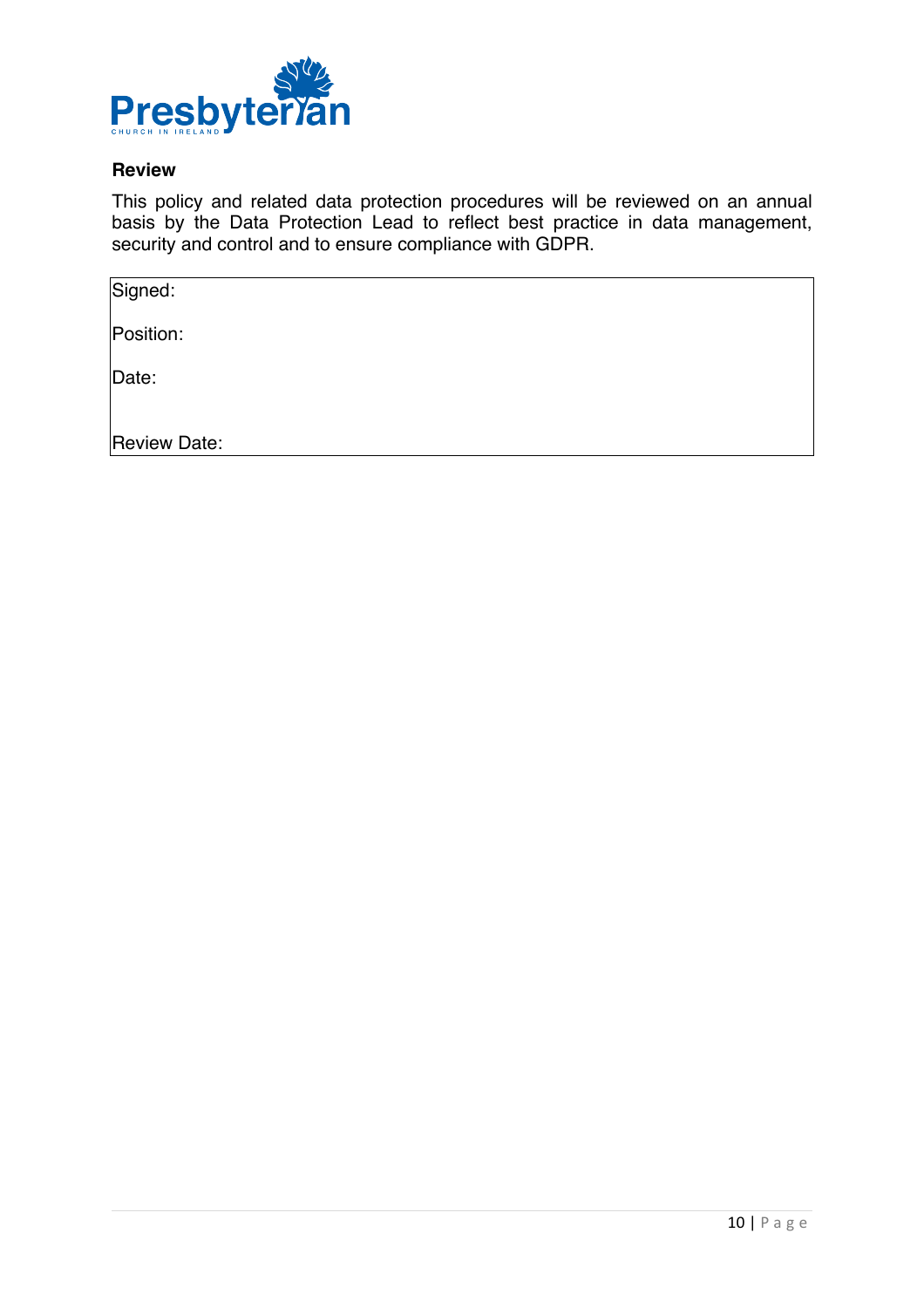**Review**

This policy and related data protection procedures will be reviewed on an annual basis by the Data Protection Lead to reflect best practice in data management, security and control and to ensure compliance with GDPR.

| Signed: |
|---|
| Position: |
| Date: |
| Review Date: |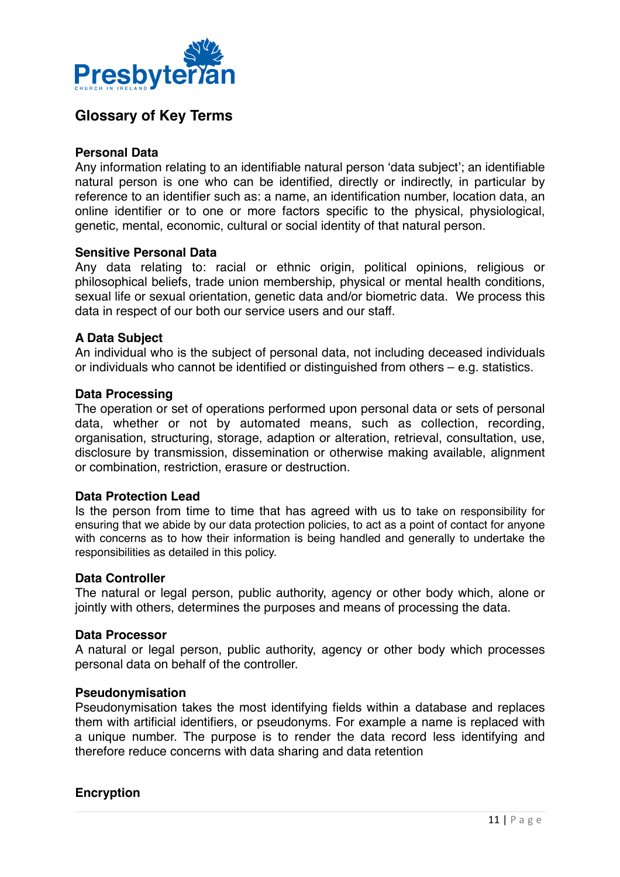## Glossary of Key Terms

**Personal Data**
Any information relating to an identifiable natural person 'data subject'; an identifiable natural person is one who can be identified, directly or indirectly, in particular by reference to an identifier such as: a name, an identification number, location data, an online identifier or to one or more factors specific to the physical, physiological, genetic, mental, economic, cultural or social identity of that natural person.

**Sensitive Personal Data**
Any data relating to: racial or ethnic origin, political opinions, religious or philosophical beliefs, trade union membership, physical or mental health conditions, sexual life or sexual orientation, genetic data and/or biometric data. We process this data in respect of our both our service users and our staff.

**A Data Subject**
An individual who is the subject of personal data, not including deceased individuals or individuals who cannot be identified or distinguished from others – e.g. statistics.

**Data Processing**
The operation or set of operations performed upon personal data or sets of personal data, whether or not by automated means, such as collection, recording, organisation, structuring, storage, adaption or alteration, retrieval, consultation, use, disclosure by transmission, dissemination or otherwise making available, alignment or combination, restriction, erasure or destruction.

**Data Protection Lead**
Is the person from time to time that has agreed with us to take on responsibility for ensuring that we abide by our data protection policies, to act as a point of contact for anyone with concerns as to how their information is being handled and generally to undertake the responsibilities as detailed in this policy.

**Data Controller**
The natural or legal person, public authority, agency or other body which, alone or jointly with others, determines the purposes and means of processing the data.

**Data Processor**
A natural or legal person, public authority, agency or other body which processes personal data on behalf of the controller.

**Pseudonymisation**
Pseudonymisation takes the most identifying fields within a database and replaces them with artificial identifiers, or pseudonyms. For example a name is replaced with a unique number. The purpose is to render the data record less identifying and therefore reduce concerns with data sharing and data retention

**Encryption**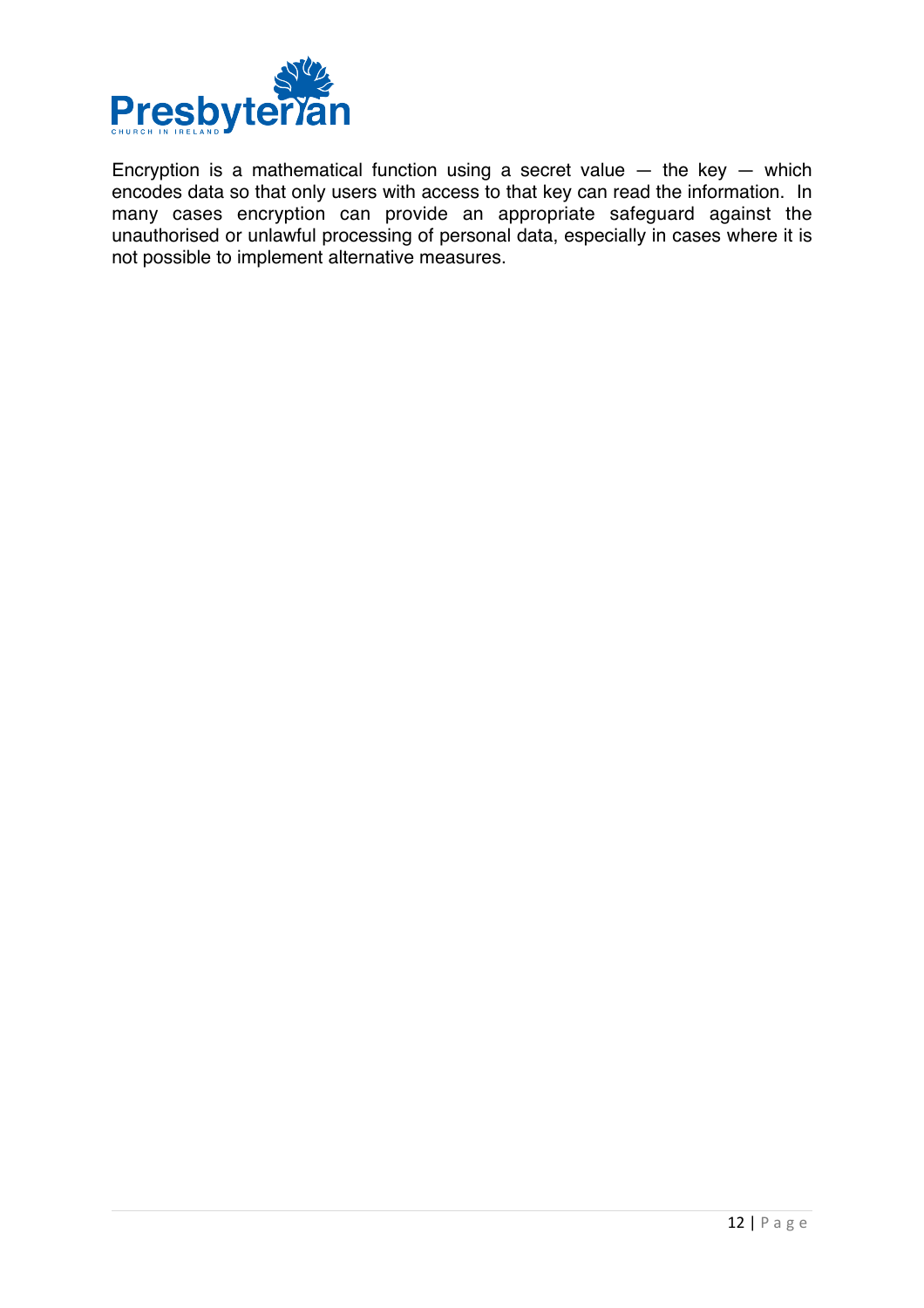Encryption is a mathematical function using a secret value — the key — which encodes data so that only users with access to that key can read the information. In many cases encryption can provide an appropriate safeguard against the unauthorised or unlawful processing of personal data, especially in cases where it is not possible to implement alternative measures.